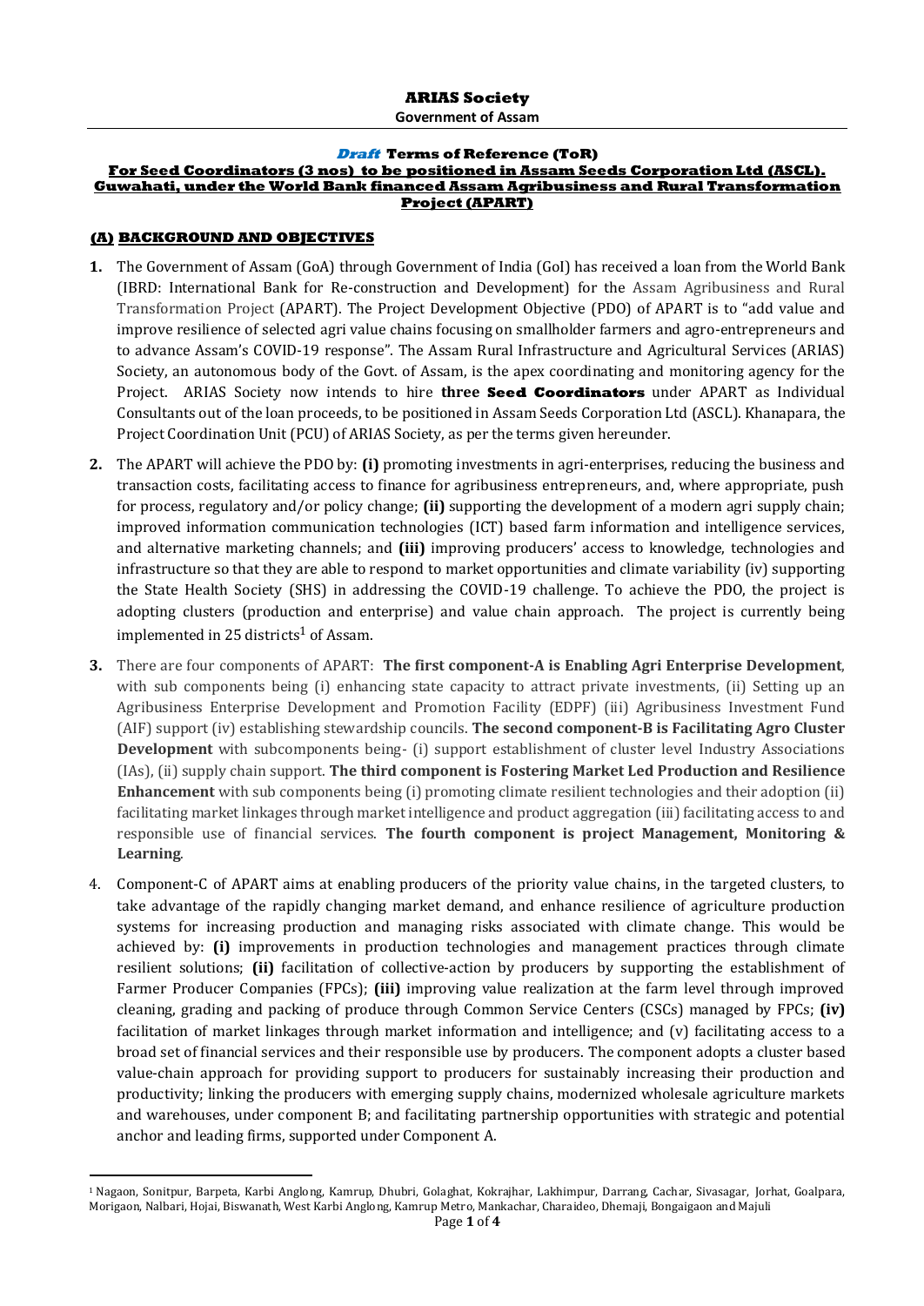**ARIAS Society**

**Government of Assam**

***Draft* Terms of Reference (ToR)**

**For Seed Coordinators (3 nos) to be positioned in Assam Seeds Corporation Ltd (ASCL). Guwahati, under the World Bank financed Assam Agribusiness and Rural Transformation Project (APART)**

## (A) BACKGROUND AND OBJECTIVES

1. The Government of Assam (GoA) through Government of India (GoI) has received a loan from the World Bank (IBRD: International Bank for Re-construction and Development) for the Assam Agribusiness and Rural Transformation Project (APART). The Project Development Objective (PDO) of APART is to "add value and improve resilience of selected agri value chains focusing on smallholder farmers and agro-entrepreneurs and to advance Assam's COVID-19 response". The Assam Rural Infrastructure and Agricultural Services (ARIAS) Society, an autonomous body of the Govt. of Assam, is the apex coordinating and monitoring agency for the Project. ARIAS Society now intends to hire **three Seed Coordinators** under APART as Individual Consultants out of the loan proceeds, to be positioned in Assam Seeds Corporation Ltd (ASCL). Khanapara, the Project Coordination Unit (PCU) of ARIAS Society, as per the terms given hereunder.

2. The APART will achieve the PDO by: **(i)** promoting investments in agri-enterprises, reducing the business and transaction costs, facilitating access to finance for agribusiness entrepreneurs, and, where appropriate, push for process, regulatory and/or policy change; **(ii)** supporting the development of a modern agri supply chain; improved information communication technologies (ICT) based farm information and intelligence services, and alternative marketing channels; and **(iii)** improving producers' access to knowledge, technologies and infrastructure so that they are able to respond to market opportunities and climate variability (iv) supporting the State Health Society (SHS) in addressing the COVID-19 challenge. To achieve the PDO, the project is adopting clusters (production and enterprise) and value chain approach. The project is currently being implemented in 25 districts[1] of Assam.

3. There are four components of APART: **The first component-A is Enabling Agri Enterprise Development**, with sub components being (i) enhancing state capacity to attract private investments, (ii) Setting up an Agribusiness Enterprise Development and Promotion Facility (EDPF) (iii) Agribusiness Investment Fund (AIF) support (iv) establishing stewardship councils. **The second component-B is Facilitating Agro Cluster Development** with subcomponents being- (i) support establishment of cluster level Industry Associations (IAs), (ii) supply chain support. **The third component is Fostering Market Led Production and Resilience Enhancement** with sub components being (i) promoting climate resilient technologies and their adoption (ii) facilitating market linkages through market intelligence and product aggregation (iii) facilitating access to and responsible use of financial services. **The fourth component is project Management, Monitoring & Learning**.

4. Component-C of APART aims at enabling producers of the priority value chains, in the targeted clusters, to take advantage of the rapidly changing market demand, and enhance resilience of agriculture production systems for increasing production and managing risks associated with climate change. This would be achieved by: **(i)** improvements in production technologies and management practices through climate resilient solutions; **(ii)** facilitation of collective-action by producers by supporting the establishment of Farmer Producer Companies (FPCs); **(iii)** improving value realization at the farm level through improved cleaning, grading and packing of produce through Common Service Centers (CSCs) managed by FPCs; **(iv)** facilitation of market linkages through market information and intelligence; and (v) facilitating access to a broad set of financial services and their responsible use by producers. The component adopts a cluster based value-chain approach for providing support to producers for sustainably increasing their production and productivity; linking the producers with emerging supply chains, modernized wholesale agriculture markets and warehouses, under component B; and facilitating partnership opportunities with strategic and potential anchor and leading firms, supported under Component A.

---

[1] Nagaon, Sonitpur, Barpeta, Karbi Anglong, Kamrup, Dhubri, Golaghat, Kokrajhar, Lakhimpur, Darrang, Cachar, Sivasagar, Jorhat, Goalpara, Morigaon, Nalbari, Hojai, Biswanath, West Karbi Anglong, Kamrup Metro, Mankachar, Charaideo, Dhemaji, Bongaigaon and Majuli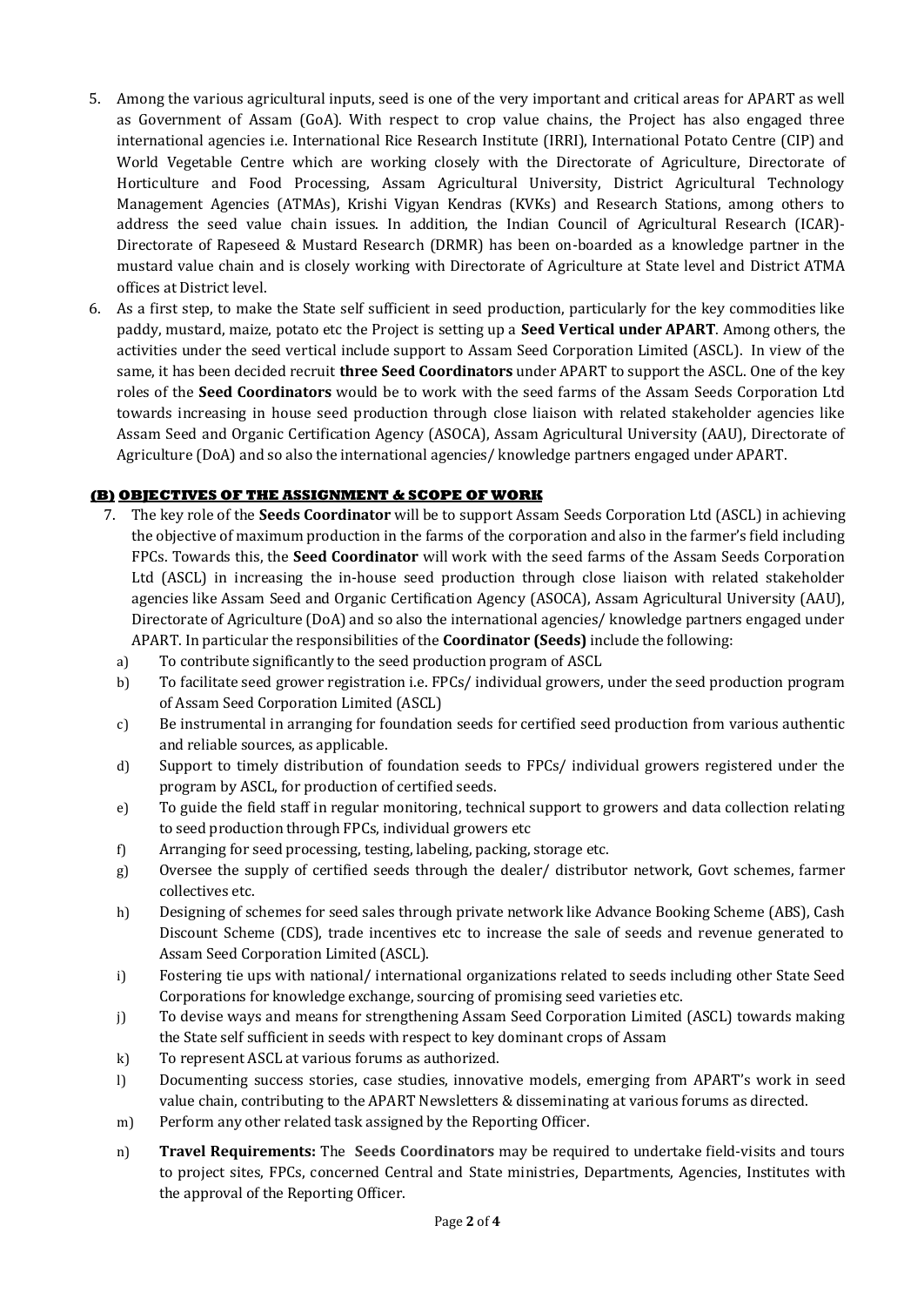5. Among the various agricultural inputs, seed is one of the very important and critical areas for APART as well as Government of Assam (GoA). With respect to crop value chains, the Project has also engaged three international agencies i.e. International Rice Research Institute (IRRI), International Potato Centre (CIP) and World Vegetable Centre which are working closely with the Directorate of Agriculture, Directorate of Horticulture and Food Processing, Assam Agricultural University, District Agricultural Technology Management Agencies (ATMAs), Krishi Vigyan Kendras (KVKs) and Research Stations, among others to address the seed value chain issues. In addition, the Indian Council of Agricultural Research (ICAR)-Directorate of Rapeseed & Mustard Research (DRMR) has been on-boarded as a knowledge partner in the mustard value chain and is closely working with Directorate of Agriculture at State level and District ATMA offices at District level.
6. As a first step, to make the State self sufficient in seed production, particularly for the key commodities like paddy, mustard, maize, potato etc the Project is setting up a **Seed Vertical under APART**. Among others, the activities under the seed vertical include support to Assam Seed Corporation Limited (ASCL). In view of the same, it has been decided recruit **three Seed Coordinators** under APART to support the ASCL. One of the key roles of the **Seed Coordinators** would be to work with the seed farms of the Assam Seeds Corporation Ltd towards increasing in house seed production through close liaison with related stakeholder agencies like Assam Seed and Organic Certification Agency (ASOCA), Assam Agricultural University (AAU), Directorate of Agriculture (DoA) and so also the international agencies/ knowledge partners engaged under APART.

## (B) OBJECTIVES OF THE ASSIGNMENT & SCOPE OF WORK

7. The key role of the **Seeds Coordinator** will be to support Assam Seeds Corporation Ltd (ASCL) in achieving the objective of maximum production in the farms of the corporation and also in the farmer's field including FPCs. Towards this, the **Seed Coordinator** will work with the seed farms of the Assam Seeds Corporation Ltd (ASCL) in increasing the in-house seed production through close liaison with related stakeholder agencies like Assam Seed and Organic Certification Agency (ASOCA), Assam Agricultural University (AAU), Directorate of Agriculture (DoA) and so also the international agencies/ knowledge partners engaged under APART. In particular the responsibilities of the **Coordinator (Seeds)** include the following:
   a) To contribute significantly to the seed production program of ASCL
   b) To facilitate seed grower registration i.e. FPCs/ individual growers, under the seed production program of Assam Seed Corporation Limited (ASCL)
   c) Be instrumental in arranging for foundation seeds for certified seed production from various authentic and reliable sources, as applicable.
   d) Support to timely distribution of foundation seeds to FPCs/ individual growers registered under the program by ASCL, for production of certified seeds.
   e) To guide the field staff in regular monitoring, technical support to growers and data collection relating to seed production through FPCs, individual growers etc
   f) Arranging for seed processing, testing, labeling, packing, storage etc.
   g) Oversee the supply of certified seeds through the dealer/ distributor network, Govt schemes, farmer collectives etc.
   h) Designing of schemes for seed sales through private network like Advance Booking Scheme (ABS), Cash Discount Scheme (CDS), trade incentives etc to increase the sale of seeds and revenue generated to Assam Seed Corporation Limited (ASCL).
   i) Fostering tie ups with national/ international organizations related to seeds including other State Seed Corporations for knowledge exchange, sourcing of promising seed varieties etc.
   j) To devise ways and means for strengthening Assam Seed Corporation Limited (ASCL) towards making the State self sufficient in seeds with respect to key dominant crops of Assam
   k) To represent ASCL at various forums as authorized.
   l) Documenting success stories, case studies, innovative models, emerging from APART's work in seed value chain, contributing to the APART Newsletters & disseminating at various forums as directed.
   m) Perform any other related task assigned by the Reporting Officer.
   n) **Travel Requirements:** The **Seeds Coordinators** may be required to undertake field-visits and tours to project sites, FPCs, concerned Central and State ministries, Departments, Agencies, Institutes with the approval of the Reporting Officer.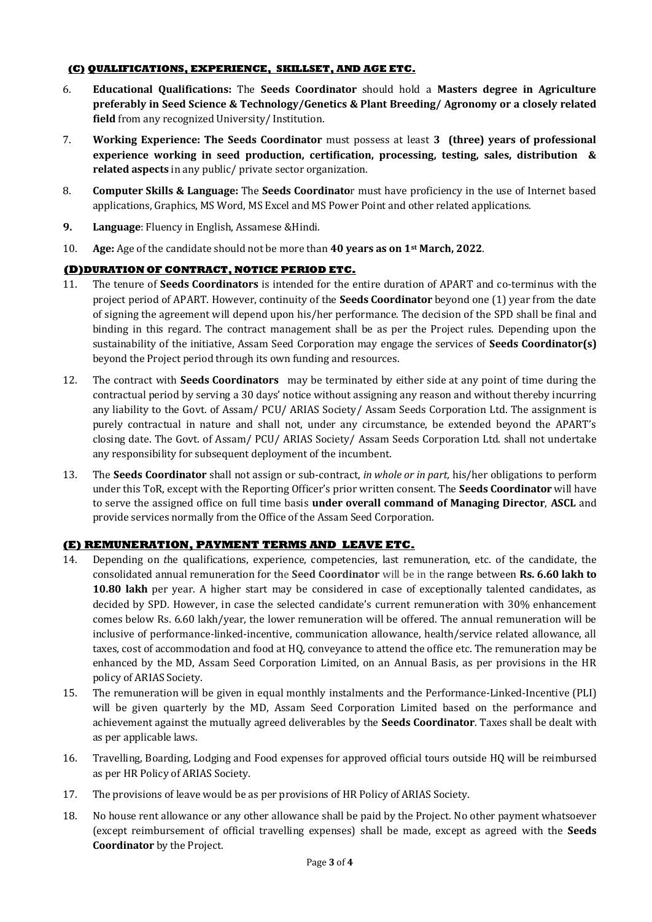#### **(C) QUALIFICATIONS, EXPERIENCE, SKILLSET, AND AGE ETC.**

6. **Educational Qualifications:** The **Seeds Coordinator** should hold a **Masters degree in Agriculture preferably in Seed Science & Technology/Genetics & Plant Breeding/ Agronomy or a closely related field** from any recognized University/ Institution.

7. **Working Experience: The Seeds Coordinator** must possess at least **3 (three) years of professional experience working in seed production, certification, processing, testing, sales, distribution & related aspects** in any public/ private sector organization.

8. **Computer Skills & Language:** The **Seeds Coordinato**r must have proficiency in the use of Internet based applications, Graphics, MS Word, MS Excel and MS Power Point and other related applications.

9. **Language**: Fluency in English, Assamese &Hindi.

10. **Age:** Age of the candidate should not be more than **40 years as on 1st March, 2022**.

#### **(D)DURATION OF CONTRACT, NOTICE PERIOD ETC.**

11. The tenure of **Seeds Coordinators** is intended for the entire duration of APART and co-terminus with the project period of APART. However, continuity of the **Seeds Coordinator** beyond one (1) year from the date of signing the agreement will depend upon his/her performance. The decision of the SPD shall be final and binding in this regard. The contract management shall be as per the Project rules. Depending upon the sustainability of the initiative, Assam Seed Corporation may engage the services of **Seeds Coordinator(s)** beyond the Project period through its own funding and resources.

12. The contract with **Seeds Coordinators** may be terminated by either side at any point of time during the contractual period by serving a 30 days' notice without assigning any reason and without thereby incurring any liability to the Govt. of Assam/ PCU/ ARIAS Society/ Assam Seeds Corporation Ltd. The assignment is purely contractual in nature and shall not, under any circumstance, be extended beyond the APART's closing date. The Govt. of Assam/ PCU/ ARIAS Society/ Assam Seeds Corporation Ltd. shall not undertake any responsibility for subsequent deployment of the incumbent.

13. The **Seeds Coordinator** shall not assign or sub-contract, *in whole or in part,* his/her obligations to perform under this ToR, except with the Reporting Officer's prior written consent. The **Seeds Coordinator** will have to serve the assigned office on full time basis **under overall command of Managing Director**, **ASCL** and provide services normally from the Office of the Assam Seed Corporation.

#### **(E) REMUNERATION, PAYMENT TERMS AND LEAVE ETC.**

14. Depending on the qualifications, experience, competencies, last remuneration, etc. of the candidate, the consolidated annual remuneration for the **Seed Coordinator** will be in the range between **Rs. 6.60 lakh to 10.80 lakh** per year. A higher start may be considered in case of exceptionally talented candidates, as decided by SPD. However, in case the selected candidate's current remuneration with 30% enhancement comes below Rs. 6.60 lakh/year, the lower remuneration will be offered. The annual remuneration will be inclusive of performance-linked-incentive, communication allowance, health/service related allowance, all taxes, cost of accommodation and food at HQ, conveyance to attend the office etc. The remuneration may be enhanced by the MD, Assam Seed Corporation Limited, on an Annual Basis, as per provisions in the HR policy of ARIAS Society.

15. The remuneration will be given in equal monthly instalments and the Performance-Linked-Incentive (PLI) will be given quarterly by the MD, Assam Seed Corporation Limited based on the performance and achievement against the mutually agreed deliverables by the **Seeds Coordinator**. Taxes shall be dealt with as per applicable laws.

16. Travelling, Boarding, Lodging and Food expenses for approved official tours outside HQ will be reimbursed as per HR Policy of ARIAS Society.

17. The provisions of leave would be as per provisions of HR Policy of ARIAS Society.

18. No house rent allowance or any other allowance shall be paid by the Project. No other payment whatsoever (except reimbursement of official travelling expenses) shall be made, except as agreed with the **Seeds Coordinator** by the Project.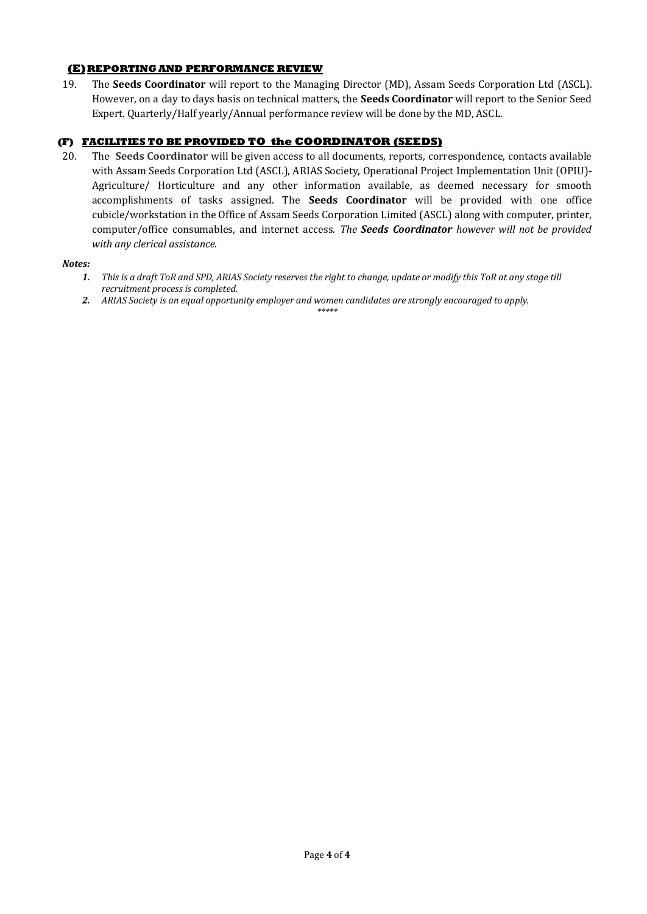### (E) REPORTING AND PERFORMANCE REVIEW

19. The **Seeds Coordinator** will report to the Managing Director (MD), Assam Seeds Corporation Ltd (ASCL). However, on a day to days basis on technical matters, the **Seeds Coordinator** will report to the Senior Seed Expert. Quarterly/Half yearly/Annual performance review will be done by the MD, ASCL.

### (F) FACILITIES TO BE PROVIDED TO the COORDINATOR (SEEDS)

20. The **Seeds Coordinator** will be given access to all documents, reports, correspondence, contacts available with Assam Seeds Corporation Ltd (ASCL), ARIAS Society, Operational Project Implementation Unit (OPIU)-Agriculture/ Horticulture and any other information available, as deemed necessary for smooth accomplishments of tasks assigned. The **Seeds Coordinator** will be provided with one office cubicle/workstation in the Office of Assam Seeds Corporation Limited (ASCL) along with computer, printer, computer/office consumables, and internet access. *The **Seeds Coordinator** however will not be provided with any clerical assistance*.

***Notes:***

1. *This is a draft ToR and SPD, ARIAS Society reserves the right to change, update or modify this ToR at any stage till recruitment process is completed.*
2. *ARIAS Society is an equal opportunity employer and women candidates are strongly encouraged to apply.*

*****